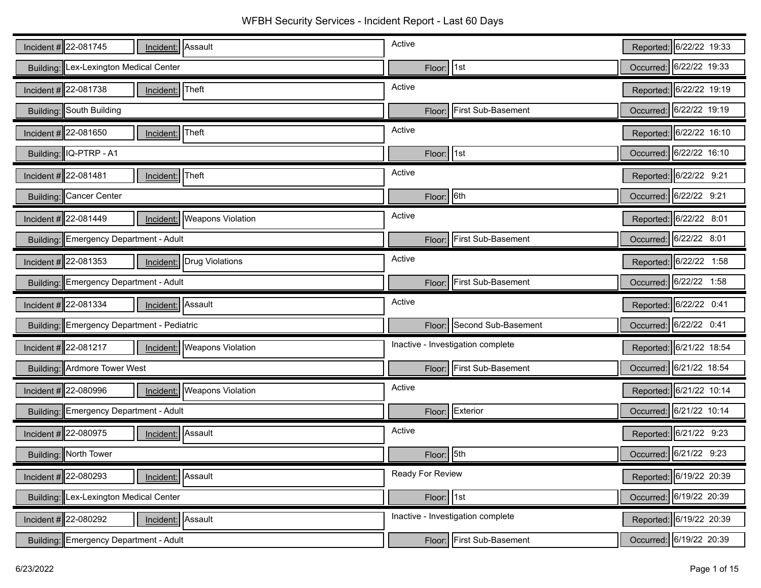# WFBH Security Services - Incident Report - Last 60 Days

| Incident # | Incident | Status | Building | Floor | Reported | Occurred |
|---|---|---|---|---|---|---|
| 22-081745 | Assault | Active | Lex-Lexington Medical Center | 1st | 6/22/22 19:33 | 6/22/22 19:33 |
| 22-081738 | Theft | Active | South Building | First Sub-Basement | 6/22/22 19:19 | 6/22/22 19:19 |
| 22-081650 | Theft | Active | IQ-PTRP - A1 | 1st | 6/22/22 16:10 | 6/22/22 16:10 |
| 22-081481 | Theft | Active | Cancer Center | 6th | 6/22/22 9:21 | 6/22/22 9:21 |
| 22-081449 | Weapons Violation | Active | Emergency Department - Adult | First Sub-Basement | 6/22/22 8:01 | 6/22/22 8:01 |
| 22-081353 | Drug Violations | Active | Emergency Department - Adult | First Sub-Basement | 6/22/22 1:58 | 6/22/22 1:58 |
| 22-081334 | Assault | Active | Emergency Department - Pediatric | Second Sub-Basement | 6/22/22 0:41 | 6/22/22 0:41 |
| 22-081217 | Weapons Violation | Inactive - Investigation complete | Ardmore Tower West | First Sub-Basement | 6/21/22 18:54 | 6/21/22 18:54 |
| 22-080996 | Weapons Violation | Active | Emergency Department - Adult | Exterior | 6/21/22 10:14 | 6/21/22 10:14 |
| 22-080975 | Assault | Active | North Tower | 5th | 6/21/22 9:23 | 6/21/22 9:23 |
| 22-080293 | Assault | Ready For Review | Lex-Lexington Medical Center | 1st | 6/19/22 20:39 | 6/19/22 20:39 |
| 22-080292 | Assault | Inactive - Investigation complete | Emergency Department - Adult | First Sub-Basement | 6/19/22 20:39 | 6/19/22 20:39 |

6/23/2022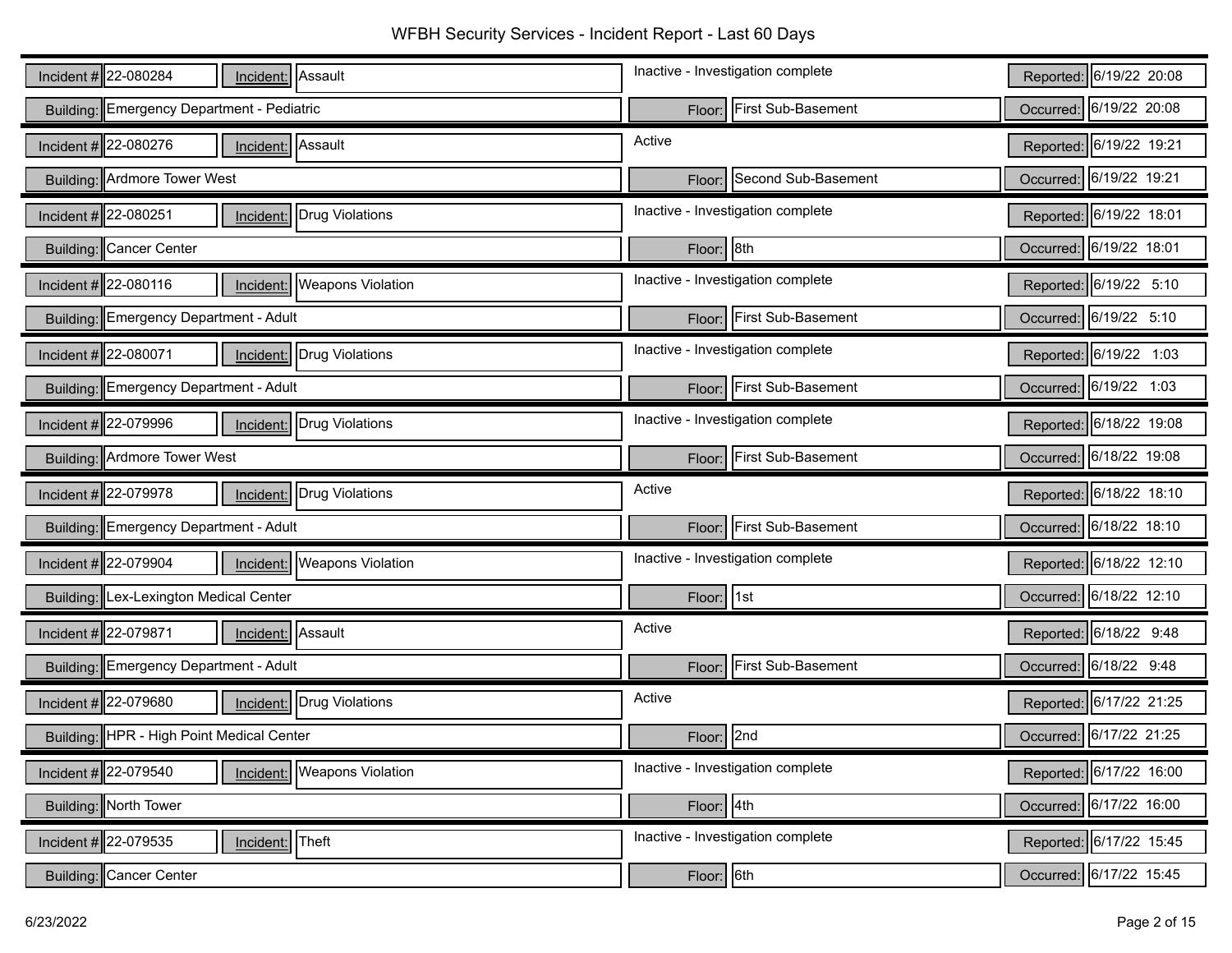# WFBH Security Services - Incident Report - Last 60 Days

| Incident # | Incident | Status | Building | Floor | Reported | Occurred |
|---|---|---|---|---|---|---|
| 22-080284 | Assault | Inactive - Investigation complete | Emergency Department - Pediatric | First Sub-Basement | 6/19/22 20:08 | 6/19/22 20:08 |
| 22-080276 | Assault | Active | Ardmore Tower West | Second Sub-Basement | 6/19/22 19:21 | 6/19/22 19:21 |
| 22-080251 | Drug Violations | Inactive - Investigation complete | Cancer Center | 8th | 6/19/22 18:01 | 6/19/22 18:01 |
| 22-080116 | Weapons Violation | Inactive - Investigation complete | Emergency Department - Adult | First Sub-Basement | 6/19/22 5:10 | 6/19/22 5:10 |
| 22-080071 | Drug Violations | Inactive - Investigation complete | Emergency Department - Adult | First Sub-Basement | 6/19/22 1:03 | 6/19/22 1:03 |
| 22-079996 | Drug Violations | Inactive - Investigation complete | Ardmore Tower West | First Sub-Basement | 6/18/22 19:08 | 6/18/22 19:08 |
| 22-079978 | Drug Violations | Active | Emergency Department - Adult | First Sub-Basement | 6/18/22 18:10 | 6/18/22 18:10 |
| 22-079904 | Weapons Violation | Inactive - Investigation complete | Lex-Lexington Medical Center | 1st | 6/18/22 12:10 | 6/18/22 12:10 |
| 22-079871 | Assault | Active | Emergency Department - Adult | First Sub-Basement | 6/18/22 9:48 | 6/18/22 9:48 |
| 22-079680 | Drug Violations | Active | HPR - High Point Medical Center | 2nd | 6/17/22 21:25 | 6/17/22 21:25 |
| 22-079540 | Weapons Violation | Inactive - Investigation complete | North Tower | 4th | 6/17/22 16:00 | 6/17/22 16:00 |
| 22-079535 | Theft | Inactive - Investigation complete | Cancer Center | 6th | 6/17/22 15:45 | 6/17/22 15:45 |

6/23/2022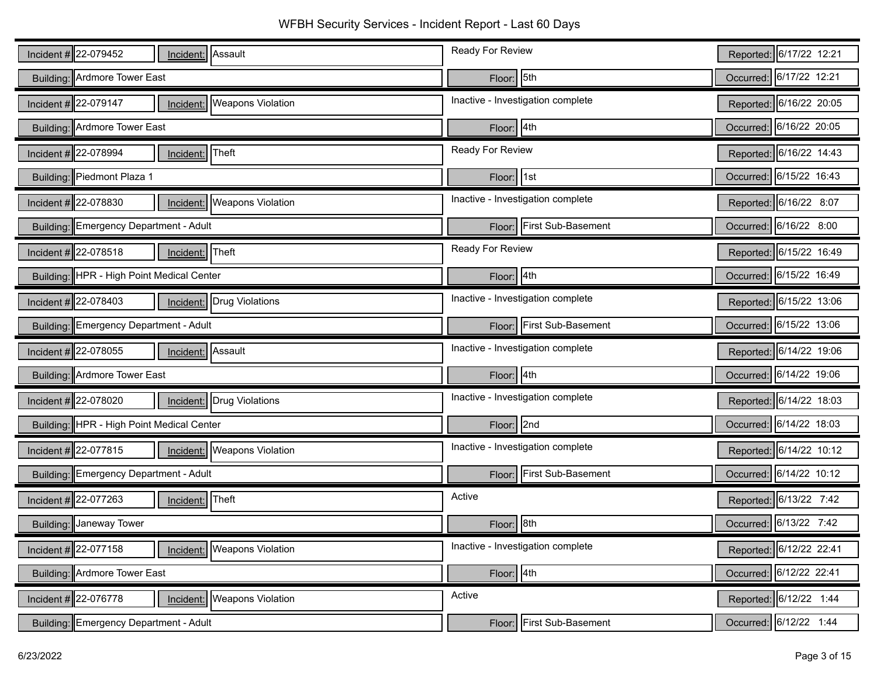# WFBH Security Services - Incident Report - Last 60 Days

| Incident # | Incident | Status | Building | Floor | Reported | Occurred |
|---|---|---|---|---|---|---|
| 22-079452 | Assault | Ready For Review | Ardmore Tower East | 5th | 6/17/22 12:21 | 6/17/22 12:21 |
| 22-079147 | Weapons Violation | Inactive - Investigation complete | Ardmore Tower East | 4th | 6/16/22 20:05 | 6/16/22 20:05 |
| 22-078994 | Theft | Ready For Review | Piedmont Plaza 1 | 1st | 6/16/22 14:43 | 6/15/22 16:43 |
| 22-078830 | Weapons Violation | Inactive - Investigation complete | Emergency Department - Adult | First Sub-Basement | 6/16/22 8:07 | 6/16/22 8:00 |
| 22-078518 | Theft | Ready For Review | HPR - High Point Medical Center | 4th | 6/15/22 16:49 | 6/15/22 16:49 |
| 22-078403 | Drug Violations | Inactive - Investigation complete | Emergency Department - Adult | First Sub-Basement | 6/15/22 13:06 | 6/15/22 13:06 |
| 22-078055 | Assault | Inactive - Investigation complete | Ardmore Tower East | 4th | 6/14/22 19:06 | 6/14/22 19:06 |
| 22-078020 | Drug Violations | Inactive - Investigation complete | HPR - High Point Medical Center | 2nd | 6/14/22 18:03 | 6/14/22 18:03 |
| 22-077815 | Weapons Violation | Inactive - Investigation complete | Emergency Department - Adult | First Sub-Basement | 6/14/22 10:12 | 6/14/22 10:12 |
| 22-077263 | Theft | Active | Janeway Tower | 8th | 6/13/22 7:42 | 6/13/22 7:42 |
| 22-077158 | Weapons Violation | Inactive - Investigation complete | Ardmore Tower East | 4th | 6/12/22 22:41 | 6/12/22 22:41 |
| 22-076778 | Weapons Violation | Active | Emergency Department - Adult | First Sub-Basement | 6/12/22 1:44 | 6/12/22 1:44 |

6/23/2022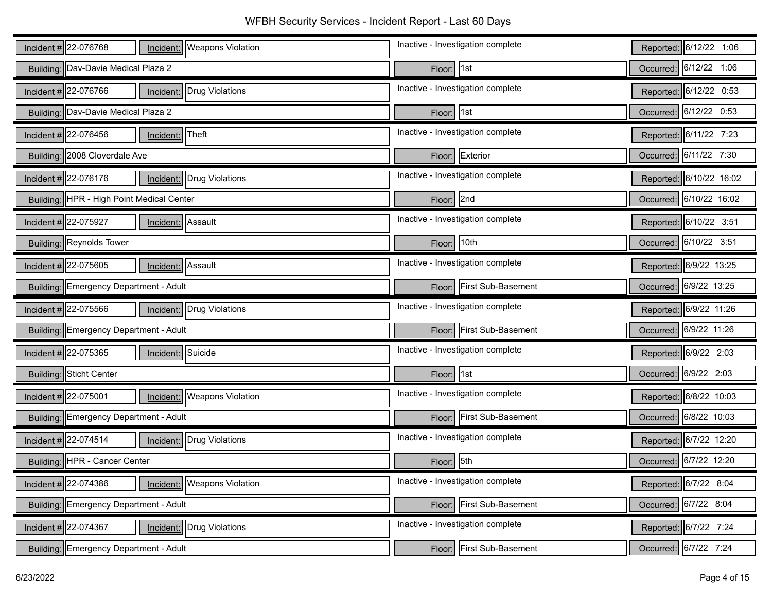# WFBH Security Services - Incident Report - Last 60 Days

| Incident # | Incident | Status | Reported | Building | Floor | Occurred |
|---|---|---|---|---|---|---|
| 22-076768 | Weapons Violation | Inactive - Investigation complete | 6/12/22 1:06 | Dav-Davie Medical Plaza 2 | 1st | 6/12/22 1:06 |
| 22-076766 | Drug Violations | Inactive - Investigation complete | 6/12/22 0:53 | Dav-Davie Medical Plaza 2 | 1st | 6/12/22 0:53 |
| 22-076456 | Theft | Inactive - Investigation complete | 6/11/22 7:23 | 2008 Cloverdale Ave | Exterior | 6/11/22 7:30 |
| 22-076176 | Drug Violations | Inactive - Investigation complete | 6/10/22 16:02 | HPR - High Point Medical Center | 2nd | 6/10/22 16:02 |
| 22-075927 | Assault | Inactive - Investigation complete | 6/10/22 3:51 | Reynolds Tower | 10th | 6/10/22 3:51 |
| 22-075605 | Assault | Inactive - Investigation complete | 6/9/22 13:25 | Emergency Department - Adult | First Sub-Basement | 6/9/22 13:25 |
| 22-075566 | Drug Violations | Inactive - Investigation complete | 6/9/22 11:26 | Emergency Department - Adult | First Sub-Basement | 6/9/22 11:26 |
| 22-075365 | Suicide | Inactive - Investigation complete | 6/9/22 2:03 | Sticht Center | 1st | 6/9/22 2:03 |
| 22-075001 | Weapons Violation | Inactive - Investigation complete | 6/8/22 10:03 | Emergency Department - Adult | First Sub-Basement | 6/8/22 10:03 |
| 22-074514 | Drug Violations | Inactive - Investigation complete | 6/7/22 12:20 | HPR - Cancer Center | 5th | 6/7/22 12:20 |
| 22-074386 | Weapons Violation | Inactive - Investigation complete | 6/7/22 8:04 | Emergency Department - Adult | First Sub-Basement | 6/7/22 8:04 |
| 22-074367 | Drug Violations | Inactive - Investigation complete | 6/7/22 7:24 | Emergency Department - Adult | First Sub-Basement | 6/7/22 7:24 |

6/23/2022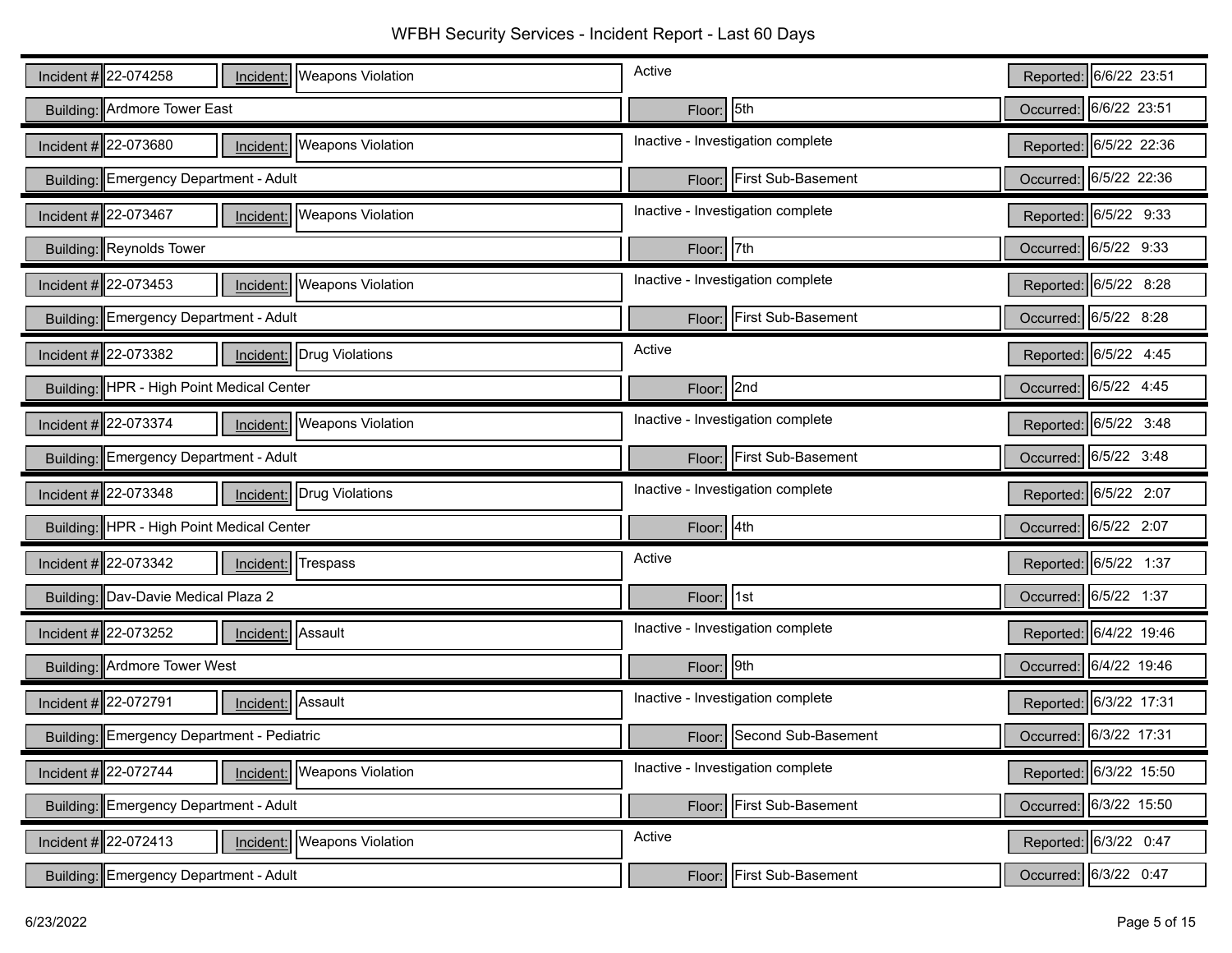# WFBH Security Services - Incident Report - Last 60 Days

| Incident # | Incident | Status | Building | Floor | Reported | Occurred |
|---|---|---|---|---|---|---|
| 22-074258 | Weapons Violation | Active | Ardmore Tower East | 5th | 6/6/22 23:51 | 6/6/22 23:51 |
| 22-073680 | Weapons Violation | Inactive - Investigation complete | Emergency Department - Adult | First Sub-Basement | 6/5/22 22:36 | 6/5/22 22:36 |
| 22-073467 | Weapons Violation | Inactive - Investigation complete | Reynolds Tower | 7th | 6/5/22 9:33 | 6/5/22 9:33 |
| 22-073453 | Weapons Violation | Inactive - Investigation complete | Emergency Department - Adult | First Sub-Basement | 6/5/22 8:28 | 6/5/22 8:28 |
| 22-073382 | Drug Violations | Active | HPR - High Point Medical Center | 2nd | 6/5/22 4:45 | 6/5/22 4:45 |
| 22-073374 | Weapons Violation | Inactive - Investigation complete | Emergency Department - Adult | First Sub-Basement | 6/5/22 3:48 | 6/5/22 3:48 |
| 22-073348 | Drug Violations | Inactive - Investigation complete | HPR - High Point Medical Center | 4th | 6/5/22 2:07 | 6/5/22 2:07 |
| 22-073342 | Trespass | Active | Dav-Davie Medical Plaza 2 | 1st | 6/5/22 1:37 | 6/5/22 1:37 |
| 22-073252 | Assault | Inactive - Investigation complete | Ardmore Tower West | 9th | 6/4/22 19:46 | 6/4/22 19:46 |
| 22-072791 | Assault | Inactive - Investigation complete | Emergency Department - Pediatric | Second Sub-Basement | 6/3/22 17:31 | 6/3/22 17:31 |
| 22-072744 | Weapons Violation | Inactive - Investigation complete | Emergency Department - Adult | First Sub-Basement | 6/3/22 15:50 | 6/3/22 15:50 |
| 22-072413 | Weapons Violation | Active | Emergency Department - Adult | First Sub-Basement | 6/3/22 0:47 | 6/3/22 0:47 |

6/23/2022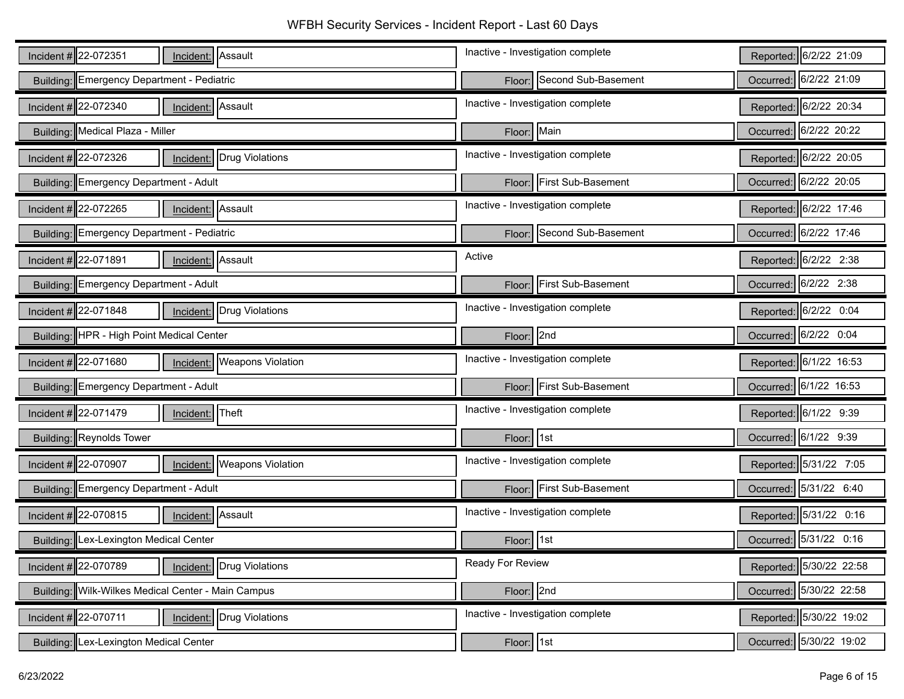# WFBH Security Services - Incident Report - Last 60 Days

| Incident # | Incident | Status | Building | Floor | Reported | Occurred |
|---|---|---|---|---|---|---|
| 22-072351 | Assault | Inactive - Investigation complete | Emergency Department - Pediatric | Second Sub-Basement | 6/2/22 21:09 | 6/2/22 21:09 |
| 22-072340 | Assault | Inactive - Investigation complete | Medical Plaza - Miller | Main | 6/2/22 20:34 | 6/2/22 20:22 |
| 22-072326 | Drug Violations | Inactive - Investigation complete | Emergency Department - Adult | First Sub-Basement | 6/2/22 20:05 | 6/2/22 20:05 |
| 22-072265 | Assault | Inactive - Investigation complete | Emergency Department - Pediatric | Second Sub-Basement | 6/2/22 17:46 | 6/2/22 17:46 |
| 22-071891 | Assault | Active | Emergency Department - Adult | First Sub-Basement | 6/2/22 2:38 | 6/2/22 2:38 |
| 22-071848 | Drug Violations | Inactive - Investigation complete | HPR - High Point Medical Center | 2nd | 6/2/22 0:04 | 6/2/22 0:04 |
| 22-071680 | Weapons Violation | Inactive - Investigation complete | Emergency Department - Adult | First Sub-Basement | 6/1/22 16:53 | 6/1/22 16:53 |
| 22-071479 | Theft | Inactive - Investigation complete | Reynolds Tower | 1st | 6/1/22 9:39 | 6/1/22 9:39 |
| 22-070907 | Weapons Violation | Inactive - Investigation complete | Emergency Department - Adult | First Sub-Basement | 5/31/22 7:05 | 5/31/22 6:40 |
| 22-070815 | Assault | Inactive - Investigation complete | Lex-Lexington Medical Center | 1st | 5/31/22 0:16 | 5/31/22 0:16 |
| 22-070789 | Drug Violations | Ready For Review | Wilk-Wilkes Medical Center - Main Campus | 2nd | 5/30/22 22:58 | 5/30/22 22:58 |
| 22-070711 | Drug Violations | Inactive - Investigation complete | Lex-Lexington Medical Center | 1st | 5/30/22 19:02 | 5/30/22 19:02 |

6/23/2022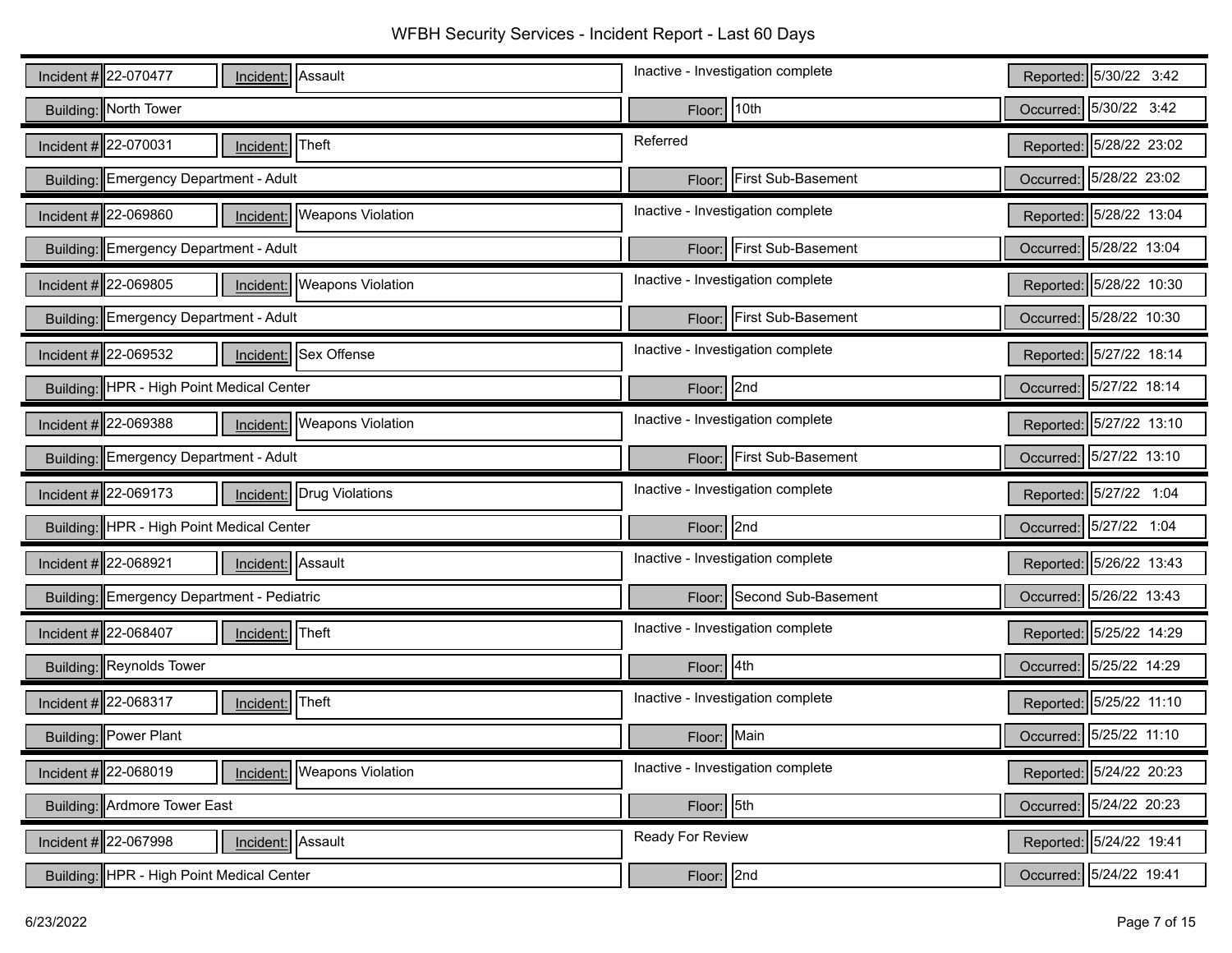# WFBH Security Services - Incident Report - Last 60 Days

| Incident # | Incident | Status | Building | Floor | Reported | Occurred |
|---|---|---|---|---|---|---|
| 22-070477 | Assault | Inactive - Investigation complete | North Tower | 10th | 5/30/22 3:42 | 5/30/22 3:42 |
| 22-070031 | Theft | Referred | Emergency Department - Adult | First Sub-Basement | 5/28/22 23:02 | 5/28/22 23:02 |
| 22-069860 | Weapons Violation | Inactive - Investigation complete | Emergency Department - Adult | First Sub-Basement | 5/28/22 13:04 | 5/28/22 13:04 |
| 22-069805 | Weapons Violation | Inactive - Investigation complete | Emergency Department - Adult | First Sub-Basement | 5/28/22 10:30 | 5/28/22 10:30 |
| 22-069532 | Sex Offense | Inactive - Investigation complete | HPR - High Point Medical Center | 2nd | 5/27/22 18:14 | 5/27/22 18:14 |
| 22-069388 | Weapons Violation | Inactive - Investigation complete | Emergency Department - Adult | First Sub-Basement | 5/27/22 13:10 | 5/27/22 13:10 |
| 22-069173 | Drug Violations | Inactive - Investigation complete | HPR - High Point Medical Center | 2nd | 5/27/22 1:04 | 5/27/22 1:04 |
| 22-068921 | Assault | Inactive - Investigation complete | Emergency Department - Pediatric | Second Sub-Basement | 5/26/22 13:43 | 5/26/22 13:43 |
| 22-068407 | Theft | Inactive - Investigation complete | Reynolds Tower | 4th | 5/25/22 14:29 | 5/25/22 14:29 |
| 22-068317 | Theft | Inactive - Investigation complete | Power Plant | Main | 5/25/22 11:10 | 5/25/22 11:10 |
| 22-068019 | Weapons Violation | Inactive - Investigation complete | Ardmore Tower East | 5th | 5/24/22 20:23 | 5/24/22 20:23 |
| 22-067998 | Assault | Ready For Review | HPR - High Point Medical Center | 2nd | 5/24/22 19:41 | 5/24/22 19:41 |

6/23/2022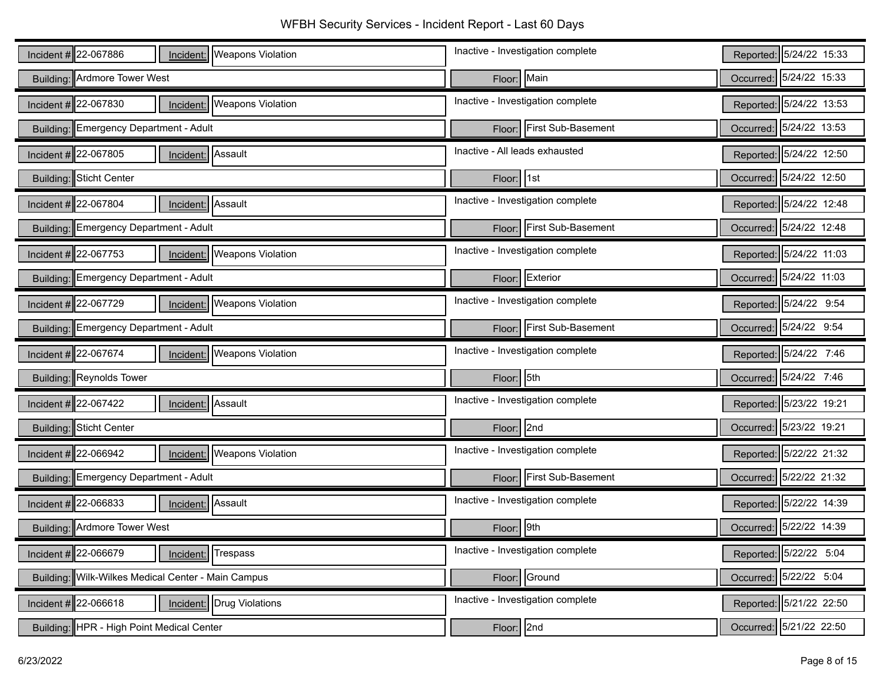# WFBH Security Services - Incident Report - Last 60 Days

| Incident # | Incident | Status | Reported | Building | Floor | Occurred |
|---|---|---|---|---|---|---|
| 22-067886 | Weapons Violation | Inactive - Investigation complete | 5/24/22 15:33 | Ardmore Tower West | Main | 5/24/22 15:33 |
| 22-067830 | Weapons Violation | Inactive - Investigation complete | 5/24/22 13:53 | Emergency Department - Adult | First Sub-Basement | 5/24/22 13:53 |
| 22-067805 | Assault | Inactive - All leads exhausted | 5/24/22 12:50 | Sticht Center | 1st | 5/24/22 12:50 |
| 22-067804 | Assault | Inactive - Investigation complete | 5/24/22 12:48 | Emergency Department - Adult | First Sub-Basement | 5/24/22 12:48 |
| 22-067753 | Weapons Violation | Inactive - Investigation complete | 5/24/22 11:03 | Emergency Department - Adult | Exterior | 5/24/22 11:03 |
| 22-067729 | Weapons Violation | Inactive - Investigation complete | 5/24/22 9:54 | Emergency Department - Adult | First Sub-Basement | 5/24/22 9:54 |
| 22-067674 | Weapons Violation | Inactive - Investigation complete | 5/24/22 7:46 | Reynolds Tower | 5th | 5/24/22 7:46 |
| 22-067422 | Assault | Inactive - Investigation complete | 5/23/22 19:21 | Sticht Center | 2nd | 5/23/22 19:21 |
| 22-066942 | Weapons Violation | Inactive - Investigation complete | 5/22/22 21:32 | Emergency Department - Adult | First Sub-Basement | 5/22/22 21:32 |
| 22-066833 | Assault | Inactive - Investigation complete | 5/22/22 14:39 | Ardmore Tower West | 9th | 5/22/22 14:39 |
| 22-066679 | Trespass | Inactive - Investigation complete | 5/22/22 5:04 | Wilk-Wilkes Medical Center - Main Campus | Ground | 5/22/22 5:04 |
| 22-066618 | Drug Violations | Inactive - Investigation complete | 5/21/22 22:50 | HPR - High Point Medical Center | 2nd | 5/21/22 22:50 |

6/23/2022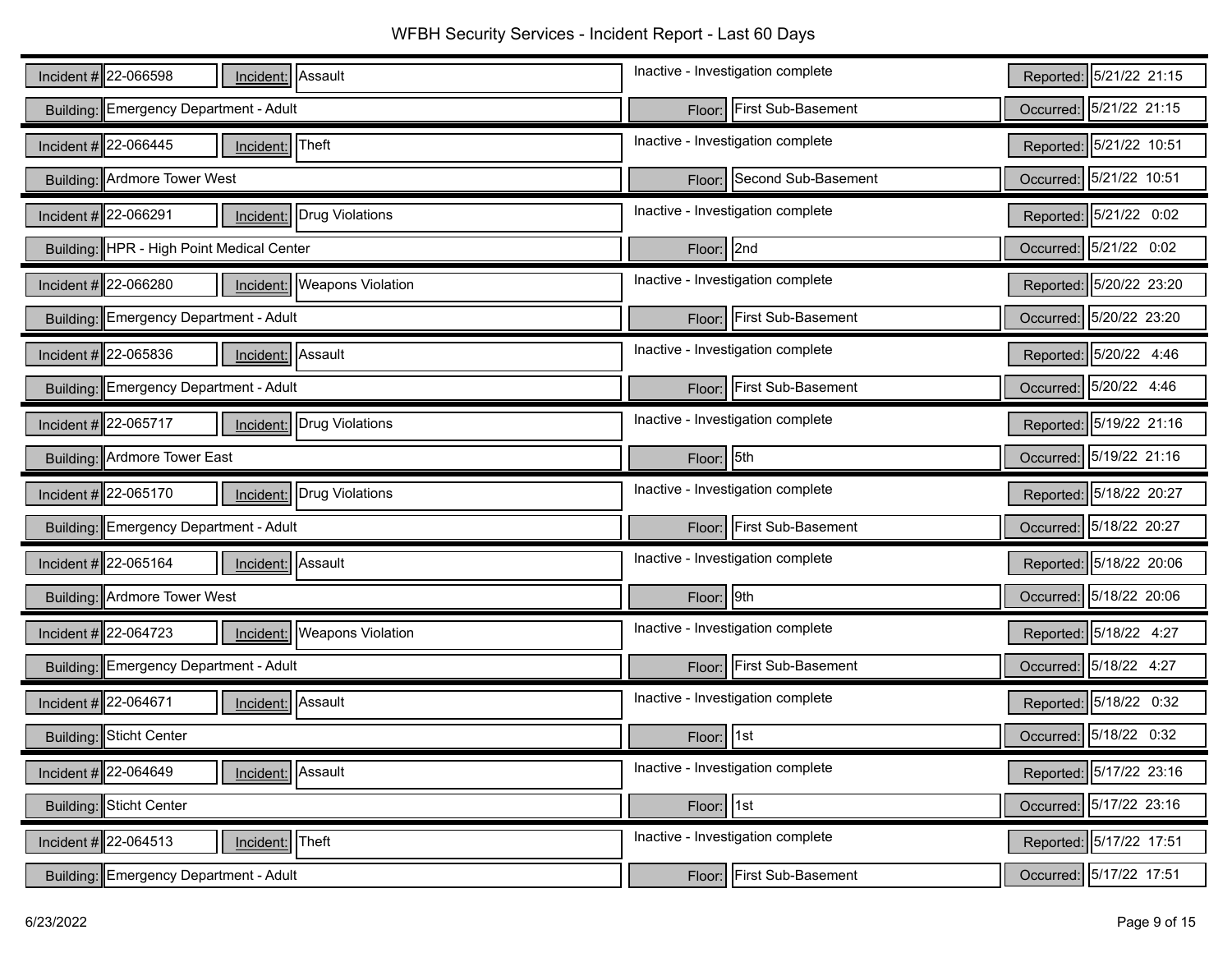# WFBH Security Services - Incident Report - Last 60 Days

| Incident # | Incident | Status | Building | Floor | Reported | Occurred |
|---|---|---|---|---|---|---|
| 22-066598 | Assault | Inactive - Investigation complete | Emergency Department - Adult | First Sub-Basement | 5/21/22 21:15 | 5/21/22 21:15 |
| 22-066445 | Theft | Inactive - Investigation complete | Ardmore Tower West | Second Sub-Basement | 5/21/22 10:51 | 5/21/22 10:51 |
| 22-066291 | Drug Violations | Inactive - Investigation complete | HPR - High Point Medical Center | 2nd | 5/21/22 0:02 | 5/21/22 0:02 |
| 22-066280 | Weapons Violation | Inactive - Investigation complete | Emergency Department - Adult | First Sub-Basement | 5/20/22 23:20 | 5/20/22 23:20 |
| 22-065836 | Assault | Inactive - Investigation complete | Emergency Department - Adult | First Sub-Basement | 5/20/22 4:46 | 5/20/22 4:46 |
| 22-065717 | Drug Violations | Inactive - Investigation complete | Ardmore Tower East | 5th | 5/19/22 21:16 | 5/19/22 21:16 |
| 22-065170 | Drug Violations | Inactive - Investigation complete | Emergency Department - Adult | First Sub-Basement | 5/18/22 20:27 | 5/18/22 20:27 |
| 22-065164 | Assault | Inactive - Investigation complete | Ardmore Tower West | 9th | 5/18/22 20:06 | 5/18/22 20:06 |
| 22-064723 | Weapons Violation | Inactive - Investigation complete | Emergency Department - Adult | First Sub-Basement | 5/18/22 4:27 | 5/18/22 4:27 |
| 22-064671 | Assault | Inactive - Investigation complete | Sticht Center | 1st | 5/18/22 0:32 | 5/18/22 0:32 |
| 22-064649 | Assault | Inactive - Investigation complete | Sticht Center | 1st | 5/17/22 23:16 | 5/17/22 23:16 |
| 22-064513 | Theft | Inactive - Investigation complete | Emergency Department - Adult | First Sub-Basement | 5/17/22 17:51 | 5/17/22 17:51 |

6/23/2022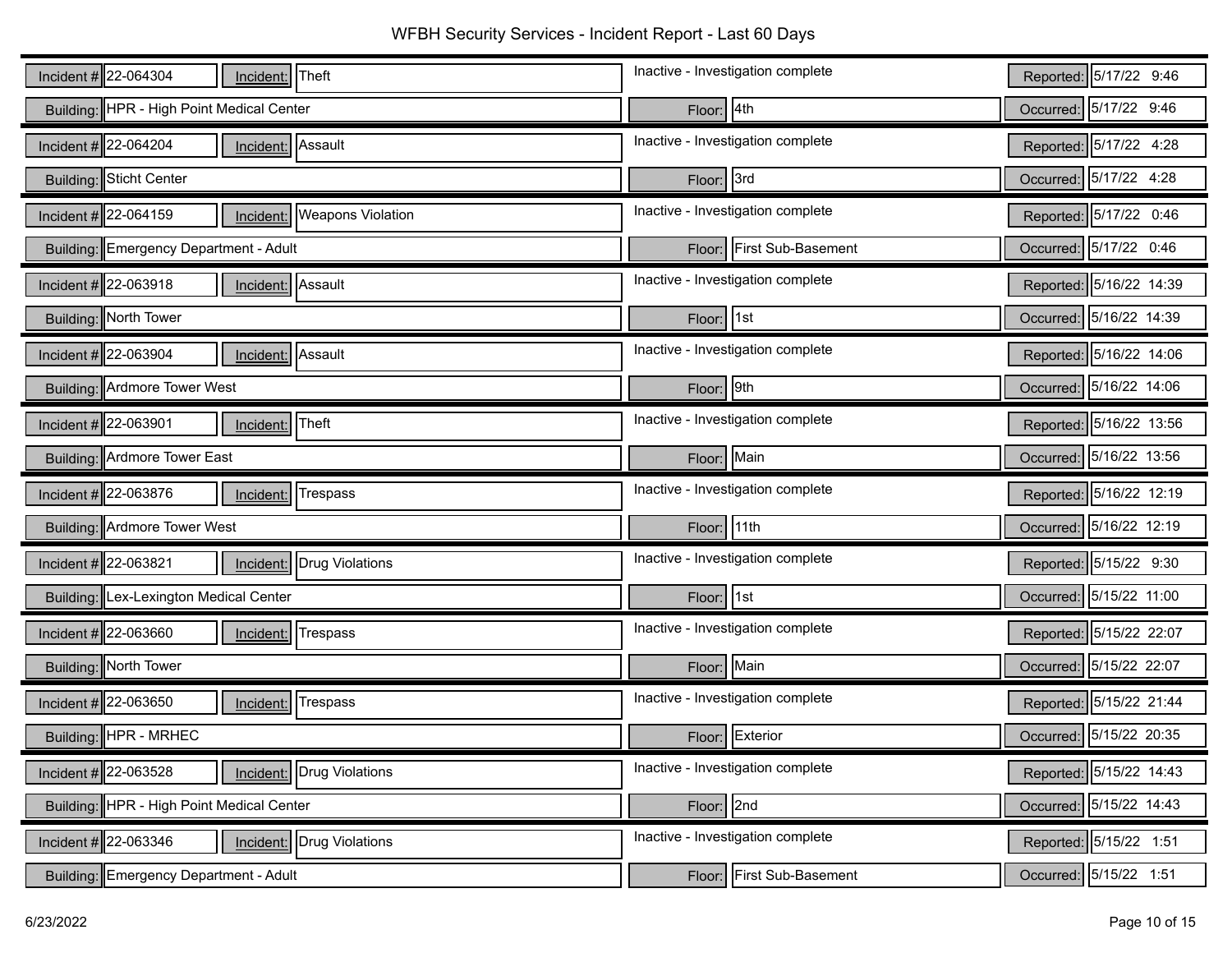# WFBH Security Services - Incident Report - Last 60 Days

| Incident # | Incident | Status | Reported | Building | Floor | Occurred |
|---|---|---|---|---|---|---|
| 22-064304 | Theft | Inactive - Investigation complete | 5/17/22 9:46 | HPR - High Point Medical Center | 4th | 5/17/22 9:46 |
| 22-064204 | Assault | Inactive - Investigation complete | 5/17/22 4:28 | Sticht Center | 3rd | 5/17/22 4:28 |
| 22-064159 | Weapons Violation | Inactive - Investigation complete | 5/17/22 0:46 | Emergency Department - Adult | First Sub-Basement | 5/17/22 0:46 |
| 22-063918 | Assault | Inactive - Investigation complete | 5/16/22 14:39 | North Tower | 1st | 5/16/22 14:39 |
| 22-063904 | Assault | Inactive - Investigation complete | 5/16/22 14:06 | Ardmore Tower West | 9th | 5/16/22 14:06 |
| 22-063901 | Theft | Inactive - Investigation complete | 5/16/22 13:56 | Ardmore Tower East | Main | 5/16/22 13:56 |
| 22-063876 | Trespass | Inactive - Investigation complete | 5/16/22 12:19 | Ardmore Tower West | 11th | 5/16/22 12:19 |
| 22-063821 | Drug Violations | Inactive - Investigation complete | 5/15/22 9:30 | Lex-Lexington Medical Center | 1st | 5/15/22 11:00 |
| 22-063660 | Trespass | Inactive - Investigation complete | 5/15/22 22:07 | North Tower | Main | 5/15/22 22:07 |
| 22-063650 | Trespass | Inactive - Investigation complete | 5/15/22 21:44 | HPR - MRHEC | Exterior | 5/15/22 20:35 |
| 22-063528 | Drug Violations | Inactive - Investigation complete | 5/15/22 14:43 | HPR - High Point Medical Center | 2nd | 5/15/22 14:43 |
| 22-063346 | Drug Violations | Inactive - Investigation complete | 5/15/22 1:51 | Emergency Department - Adult | First Sub-Basement | 5/15/22 1:51 |

6/23/2022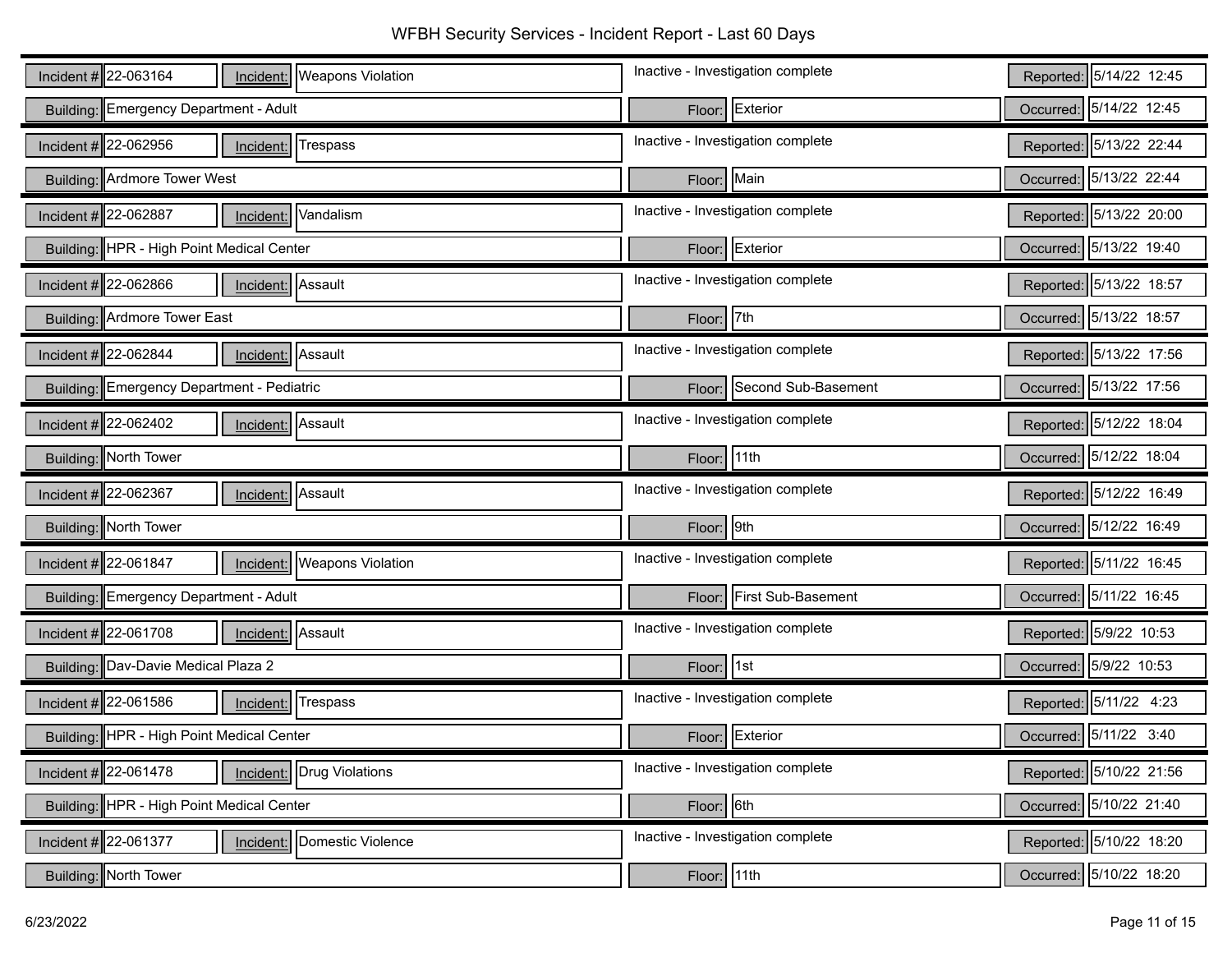# WFBH Security Services - Incident Report - Last 60 Days

| Incident # | Incident | Status | Reported | Building | Floor | Occurred |
|---|---|---|---|---|---|---|
| 22-063164 | Weapons Violation | Inactive - Investigation complete | 5/14/22 12:45 | Emergency Department - Adult | Exterior | 5/14/22 12:45 |
| 22-062956 | Trespass | Inactive - Investigation complete | 5/13/22 22:44 | Ardmore Tower West | Main | 5/13/22 22:44 |
| 22-062887 | Vandalism | Inactive - Investigation complete | 5/13/22 20:00 | HPR - High Point Medical Center | Exterior | 5/13/22 19:40 |
| 22-062866 | Assault | Inactive - Investigation complete | 5/13/22 18:57 | Ardmore Tower East | 7th | 5/13/22 18:57 |
| 22-062844 | Assault | Inactive - Investigation complete | 5/13/22 17:56 | Emergency Department - Pediatric | Second Sub-Basement | 5/13/22 17:56 |
| 22-062402 | Assault | Inactive - Investigation complete | 5/12/22 18:04 | North Tower | 11th | 5/12/22 18:04 |
| 22-062367 | Assault | Inactive - Investigation complete | 5/12/22 16:49 | North Tower | 9th | 5/12/22 16:49 |
| 22-061847 | Weapons Violation | Inactive - Investigation complete | 5/11/22 16:45 | Emergency Department - Adult | First Sub-Basement | 5/11/22 16:45 |
| 22-061708 | Assault | Inactive - Investigation complete | 5/9/22 10:53 | Dav-Davie Medical Plaza 2 | 1st | 5/9/22 10:53 |
| 22-061586 | Trespass | Inactive - Investigation complete | 5/11/22 4:23 | HPR - High Point Medical Center | Exterior | 5/11/22 3:40 |
| 22-061478 | Drug Violations | Inactive - Investigation complete | 5/10/22 21:56 | HPR - High Point Medical Center | 6th | 5/10/22 21:40 |
| 22-061377 | Domestic Violence | Inactive - Investigation complete | 5/10/22 18:20 | North Tower | 11th | 5/10/22 18:20 |

6/23/2022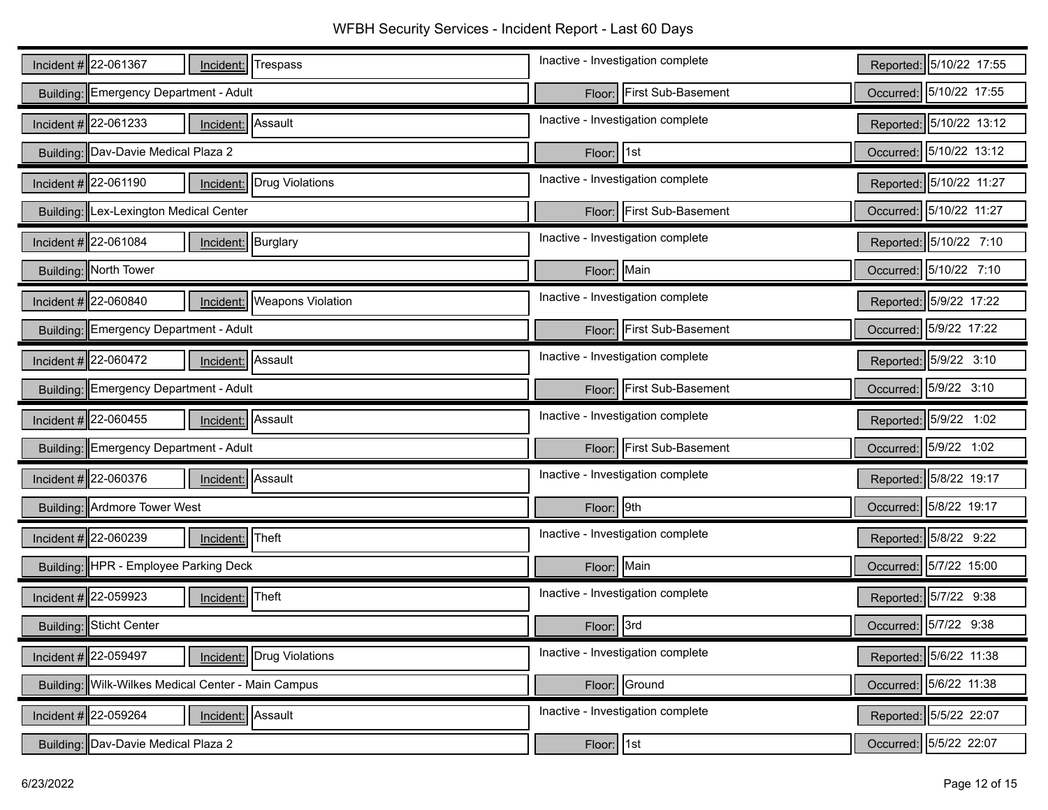# WFBH Security Services - Incident Report - Last 60 Days

| Incident # | Incident | Status | Building | Floor | Reported | Occurred |
|---|---|---|---|---|---|---|
| 22-061367 | Trespass | Inactive - Investigation complete | Emergency Department - Adult | First Sub-Basement | 5/10/22 17:55 | 5/10/22 17:55 |
| 22-061233 | Assault | Inactive - Investigation complete | Dav-Davie Medical Plaza 2 | 1st | 5/10/22 13:12 | 5/10/22 13:12 |
| 22-061190 | Drug Violations | Inactive - Investigation complete | Lex-Lexington Medical Center | First Sub-Basement | 5/10/22 11:27 | 5/10/22 11:27 |
| 22-061084 | Burglary | Inactive - Investigation complete | North Tower | Main | 5/10/22 7:10 | 5/10/22 7:10 |
| 22-060840 | Weapons Violation | Inactive - Investigation complete | Emergency Department - Adult | First Sub-Basement | 5/9/22 17:22 | 5/9/22 17:22 |
| 22-060472 | Assault | Inactive - Investigation complete | Emergency Department - Adult | First Sub-Basement | 5/9/22 3:10 | 5/9/22 3:10 |
| 22-060455 | Assault | Inactive - Investigation complete | Emergency Department - Adult | First Sub-Basement | 5/9/22 1:02 | 5/9/22 1:02 |
| 22-060376 | Assault | Inactive - Investigation complete | Ardmore Tower West | 9th | 5/8/22 19:17 | 5/8/22 19:17 |
| 22-060239 | Theft | Inactive - Investigation complete | HPR - Employee Parking Deck | Main | 5/8/22 9:22 | 5/7/22 15:00 |
| 22-059923 | Theft | Inactive - Investigation complete | Sticht Center | 3rd | 5/7/22 9:38 | 5/7/22 9:38 |
| 22-059497 | Drug Violations | Inactive - Investigation complete | Wilk-Wilkes Medical Center - Main Campus | Ground | 5/6/22 11:38 | 5/6/22 11:38 |
| 22-059264 | Assault | Inactive - Investigation complete | Dav-Davie Medical Plaza 2 | 1st | 5/5/22 22:07 | 5/5/22 22:07 |

6/23/2022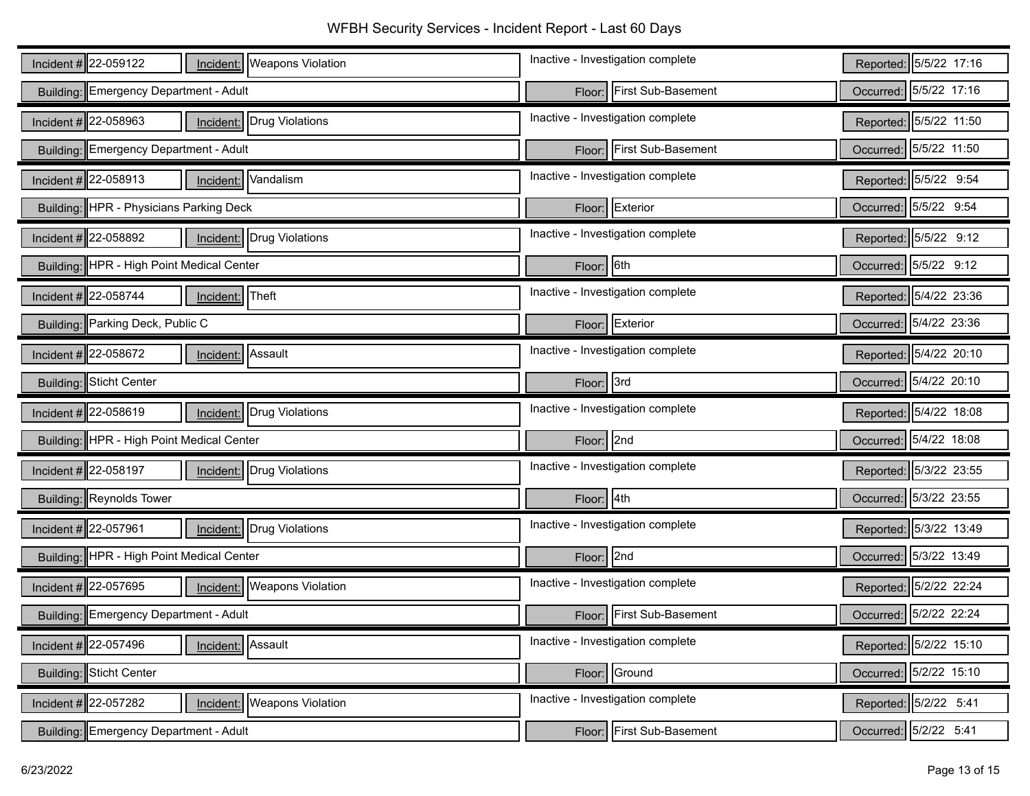# WFBH Security Services - Incident Report - Last 60 Days

| Incident # | Incident | Status | Reported | Building | Floor | Occurred |
|---|---|---|---|---|---|---|
| 22-059122 | Weapons Violation | Inactive - Investigation complete | 5/5/22 17:16 | Emergency Department - Adult | First Sub-Basement | 5/5/22 17:16 |
| 22-058963 | Drug Violations | Inactive - Investigation complete | 5/5/22 11:50 | Emergency Department - Adult | First Sub-Basement | 5/5/22 11:50 |
| 22-058913 | Vandalism | Inactive - Investigation complete | 5/5/22 9:54 | HPR - Physicians Parking Deck | Exterior | 5/5/22 9:54 |
| 22-058892 | Drug Violations | Inactive - Investigation complete | 5/5/22 9:12 | HPR - High Point Medical Center | 6th | 5/5/22 9:12 |
| 22-058744 | Theft | Inactive - Investigation complete | 5/4/22 23:36 | Parking Deck, Public C | Exterior | 5/4/22 23:36 |
| 22-058672 | Assault | Inactive - Investigation complete | 5/4/22 20:10 | Sticht Center | 3rd | 5/4/22 20:10 |
| 22-058619 | Drug Violations | Inactive - Investigation complete | 5/4/22 18:08 | HPR - High Point Medical Center | 2nd | 5/4/22 18:08 |
| 22-058197 | Drug Violations | Inactive - Investigation complete | 5/3/22 23:55 | Reynolds Tower | 4th | 5/3/22 23:55 |
| 22-057961 | Drug Violations | Inactive - Investigation complete | 5/3/22 13:49 | HPR - High Point Medical Center | 2nd | 5/3/22 13:49 |
| 22-057695 | Weapons Violation | Inactive - Investigation complete | 5/2/22 22:24 | Emergency Department - Adult | First Sub-Basement | 5/2/22 22:24 |
| 22-057496 | Assault | Inactive - Investigation complete | 5/2/22 15:10 | Sticht Center | Ground | 5/2/22 15:10 |
| 22-057282 | Weapons Violation | Inactive - Investigation complete | 5/2/22 5:41 | Emergency Department - Adult | First Sub-Basement | 5/2/22 5:41 |

6/23/2022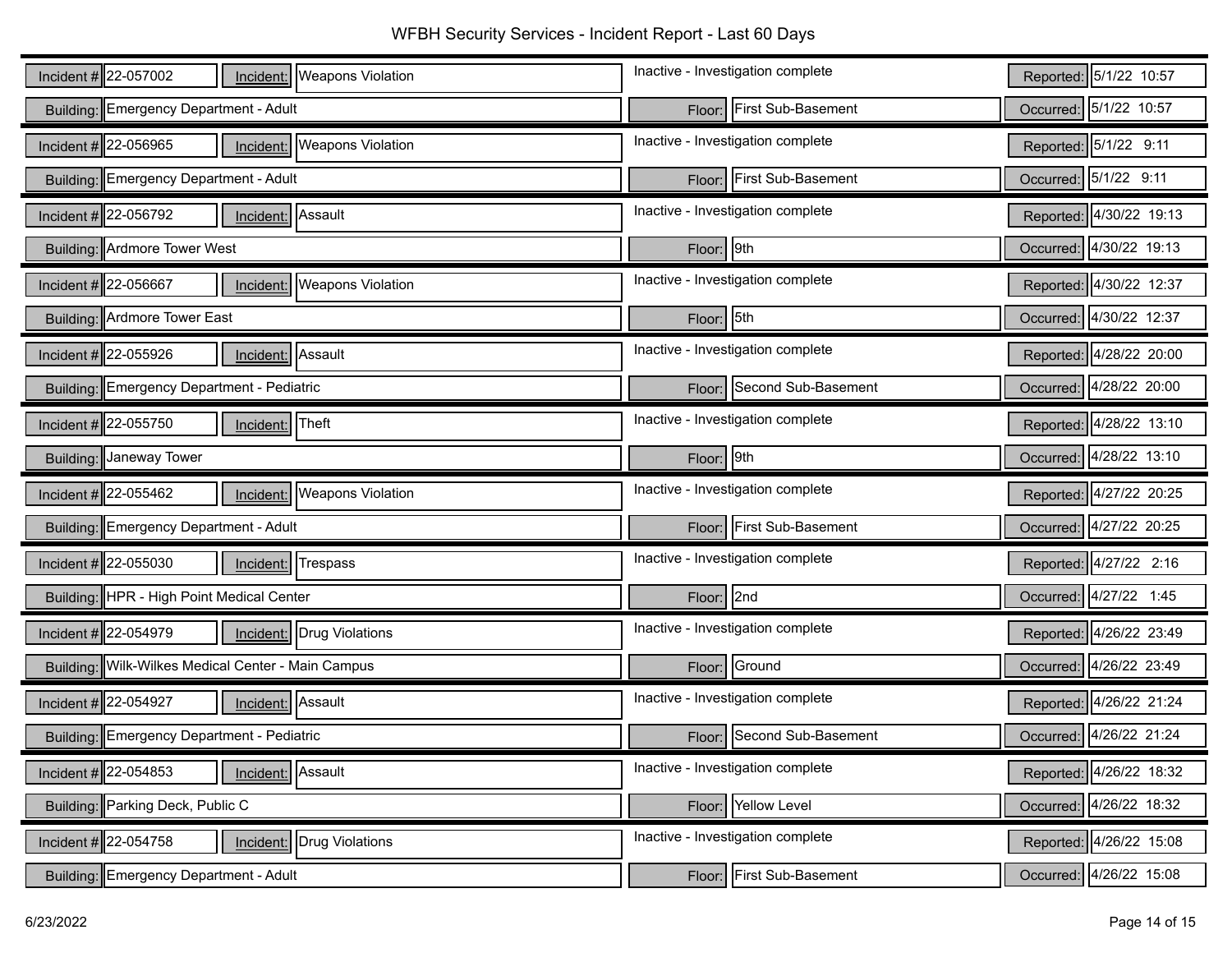# WFBH Security Services - Incident Report - Last 60 Days

| Incident # | Incident | Status | Reported | Building | Floor | Occurred |
|---|---|---|---|---|---|---|
| 22-057002 | Weapons Violation | Inactive - Investigation complete | 5/1/22 10:57 | Emergency Department - Adult | First Sub-Basement | 5/1/22 10:57 |
| 22-056965 | Weapons Violation | Inactive - Investigation complete | 5/1/22 9:11 | Emergency Department - Adult | First Sub-Basement | 5/1/22 9:11 |
| 22-056792 | Assault | Inactive - Investigation complete | 4/30/22 19:13 | Ardmore Tower West | 9th | 4/30/22 19:13 |
| 22-056667 | Weapons Violation | Inactive - Investigation complete | 4/30/22 12:37 | Ardmore Tower East | 5th | 4/30/22 12:37 |
| 22-055926 | Assault | Inactive - Investigation complete | 4/28/22 20:00 | Emergency Department - Pediatric | Second Sub-Basement | 4/28/22 20:00 |
| 22-055750 | Theft | Inactive - Investigation complete | 4/28/22 13:10 | Janeway Tower | 9th | 4/28/22 13:10 |
| 22-055462 | Weapons Violation | Inactive - Investigation complete | 4/27/22 20:25 | Emergency Department - Adult | First Sub-Basement | 4/27/22 20:25 |
| 22-055030 | Trespass | Inactive - Investigation complete | 4/27/22 2:16 | HPR - High Point Medical Center | 2nd | 4/27/22 1:45 |
| 22-054979 | Drug Violations | Inactive - Investigation complete | 4/26/22 23:49 | Wilk-Wilkes Medical Center - Main Campus | Ground | 4/26/22 23:49 |
| 22-054927 | Assault | Inactive - Investigation complete | 4/26/22 21:24 | Emergency Department - Pediatric | Second Sub-Basement | 4/26/22 21:24 |
| 22-054853 | Assault | Inactive - Investigation complete | 4/26/22 18:32 | Parking Deck, Public C | Yellow Level | 4/26/22 18:32 |
| 22-054758 | Drug Violations | Inactive - Investigation complete | 4/26/22 15:08 | Emergency Department - Adult | First Sub-Basement | 4/26/22 15:08 |

6/23/2022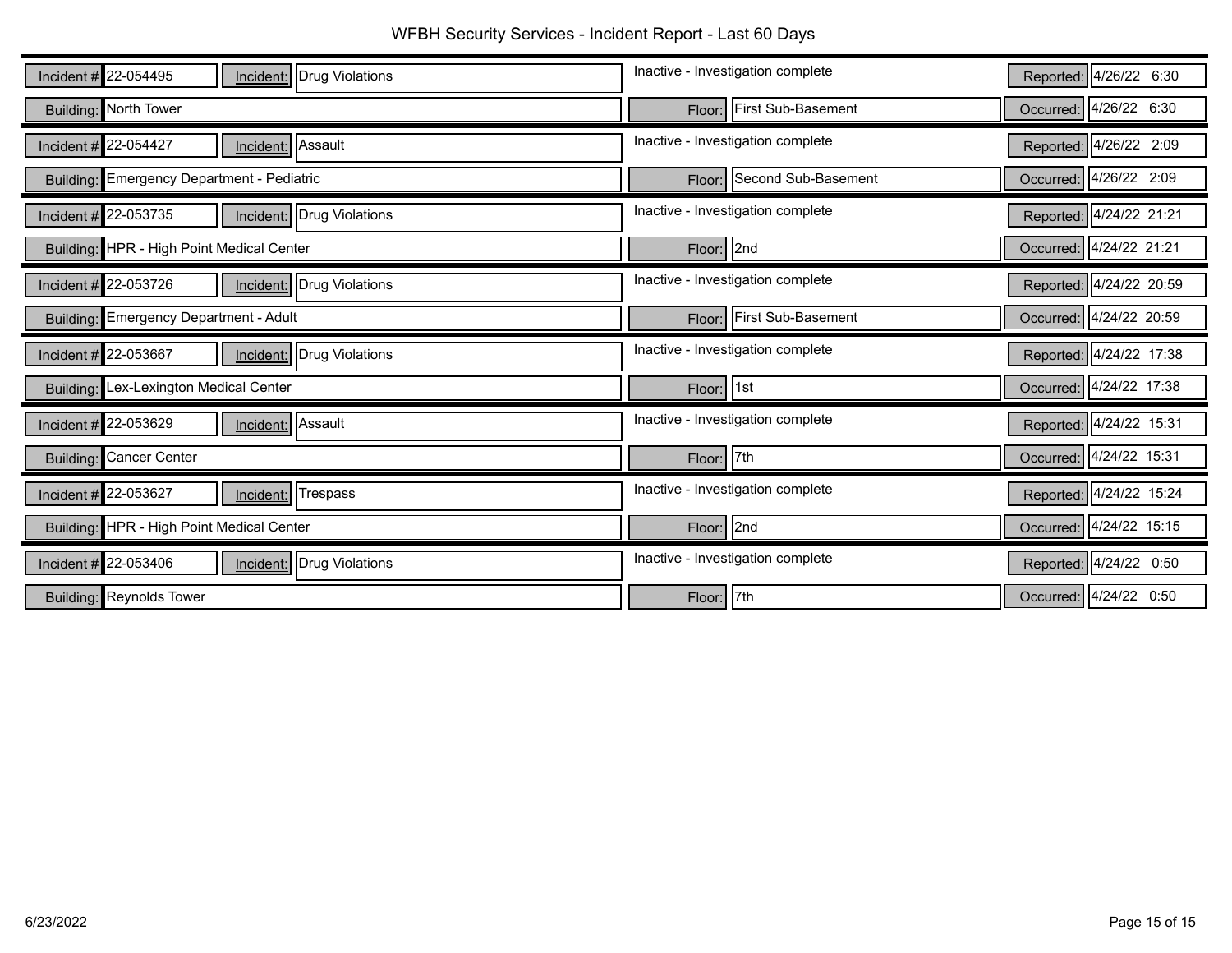# WFBH Security Services - Incident Report - Last 60 Days

| Incident # | Incident | Status | Reported | Building | Floor | Occurred |
|---|---|---|---|---|---|---|
| 22-054495 | Drug Violations | Inactive - Investigation complete | 4/26/22 6:30 | North Tower | First Sub-Basement | 4/26/22 6:30 |
| 22-054427 | Assault | Inactive - Investigation complete | 4/26/22 2:09 | Emergency Department - Pediatric | Second Sub-Basement | 4/26/22 2:09 |
| 22-053735 | Drug Violations | Inactive - Investigation complete | 4/24/22 21:21 | HPR - High Point Medical Center | 2nd | 4/24/22 21:21 |
| 22-053726 | Drug Violations | Inactive - Investigation complete | 4/24/22 20:59 | Emergency Department - Adult | First Sub-Basement | 4/24/22 20:59 |
| 22-053667 | Drug Violations | Inactive - Investigation complete | 4/24/22 17:38 | Lex-Lexington Medical Center | 1st | 4/24/22 17:38 |
| 22-053629 | Assault | Inactive - Investigation complete | 4/24/22 15:31 | Cancer Center | 7th | 4/24/22 15:31 |
| 22-053627 | Trespass | Inactive - Investigation complete | 4/24/22 15:24 | HPR - High Point Medical Center | 2nd | 4/24/22 15:15 |
| 22-053406 | Drug Violations | Inactive - Investigation complete | 4/24/22 0:50 | Reynolds Tower | 7th | 4/24/22 0:50 |

6/23/2022